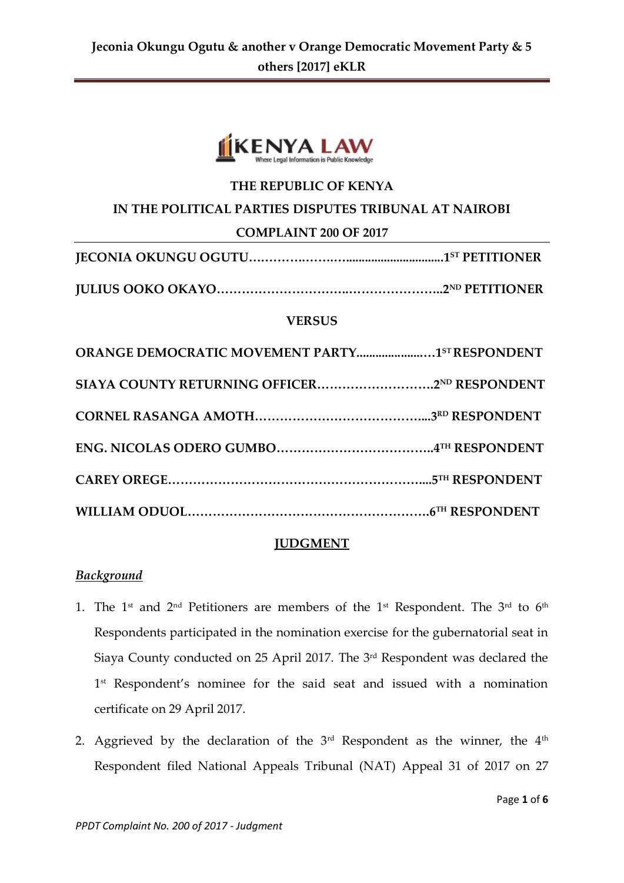THE REPUBLIC OF KENYA

IN THE POLITICAL PARTIES DISPUTES TRIBUNAL AT NAIROBI

COMPLAINT 200 OF 2017

**JECONIA OKUNGU OGUTU…………………………………………………1ST PETITIONER**

**JULIUS OOKO OKAYO……………………………………………………2ND PETITIONER**

**VERSUS**

**ORANGE DEMOCRATIC MOVEMENT PARTY……………………1ST RESPONDENT**

**SIAYA COUNTY RETURNING OFFICER………………………2ND RESPONDENT**

**CORNEL RASANGA AMOTH……………………………………3RD RESPONDENT**

**ENG. NICOLAS ODERO GUMBO…………………………………4TH RESPONDENT**

**CAREY OREGE………………………………………………………5TH RESPONDENT**

**WILLIAM ODUOL……………………………………………………6TH RESPONDENT**

## JUDGMENT

### *Background*

1. The 1st and 2nd Petitioners are members of the 1st Respondent. The 3rd to 6th Respondents participated in the nomination exercise for the gubernatorial seat in Siaya County conducted on 25 April 2017. The 3rd Respondent was declared the 1st Respondent's nominee for the said seat and issued with a nomination certificate on 29 April 2017.

2. Aggrieved by the declaration of the 3rd Respondent as the winner, the 4th Respondent filed National Appeals Tribunal (NAT) Appeal 31 of 2017 on 27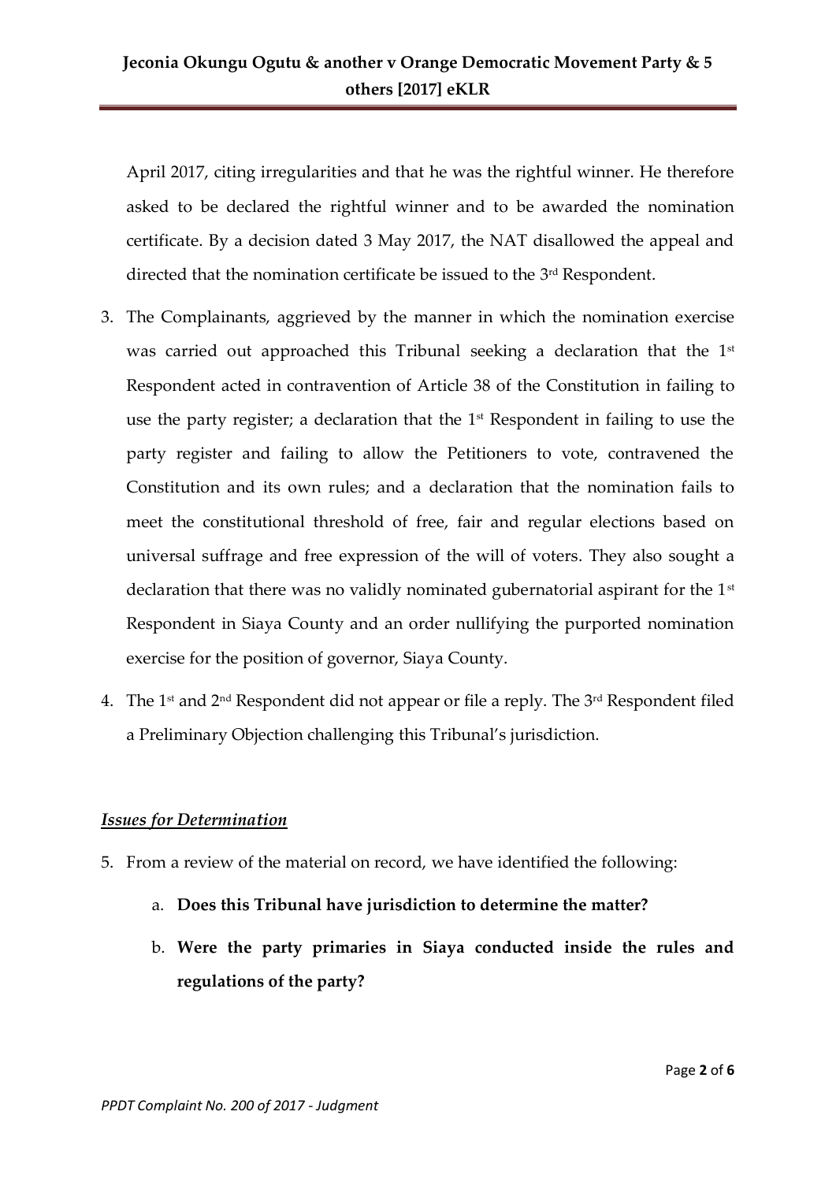April 2017, citing irregularities and that he was the rightful winner. He therefore asked to be declared the rightful winner and to be awarded the nomination certificate. By a decision dated 3 May 2017, the NAT disallowed the appeal and directed that the nomination certificate be issued to the 3rd Respondent.

3. The Complainants, aggrieved by the manner in which the nomination exercise was carried out approached this Tribunal seeking a declaration that the 1st Respondent acted in contravention of Article 38 of the Constitution in failing to use the party register; a declaration that the 1st Respondent in failing to use the party register and failing to allow the Petitioners to vote, contravened the Constitution and its own rules; and a declaration that the nomination fails to meet the constitutional threshold of free, fair and regular elections based on universal suffrage and free expression of the will of voters. They also sought a declaration that there was no validly nominated gubernatorial aspirant for the 1st Respondent in Siaya County and an order nullifying the purported nomination exercise for the position of governor, Siaya County.

4. The 1st and 2nd Respondent did not appear or file a reply. The 3rd Respondent filed a Preliminary Objection challenging this Tribunal's jurisdiction.

***Issues for Determination***

5. From a review of the material on record, we have identified the following:

    a. **Does this Tribunal have jurisdiction to determine the matter?**

    b. **Were the party primaries in Siaya conducted inside the rules and regulations of the party?**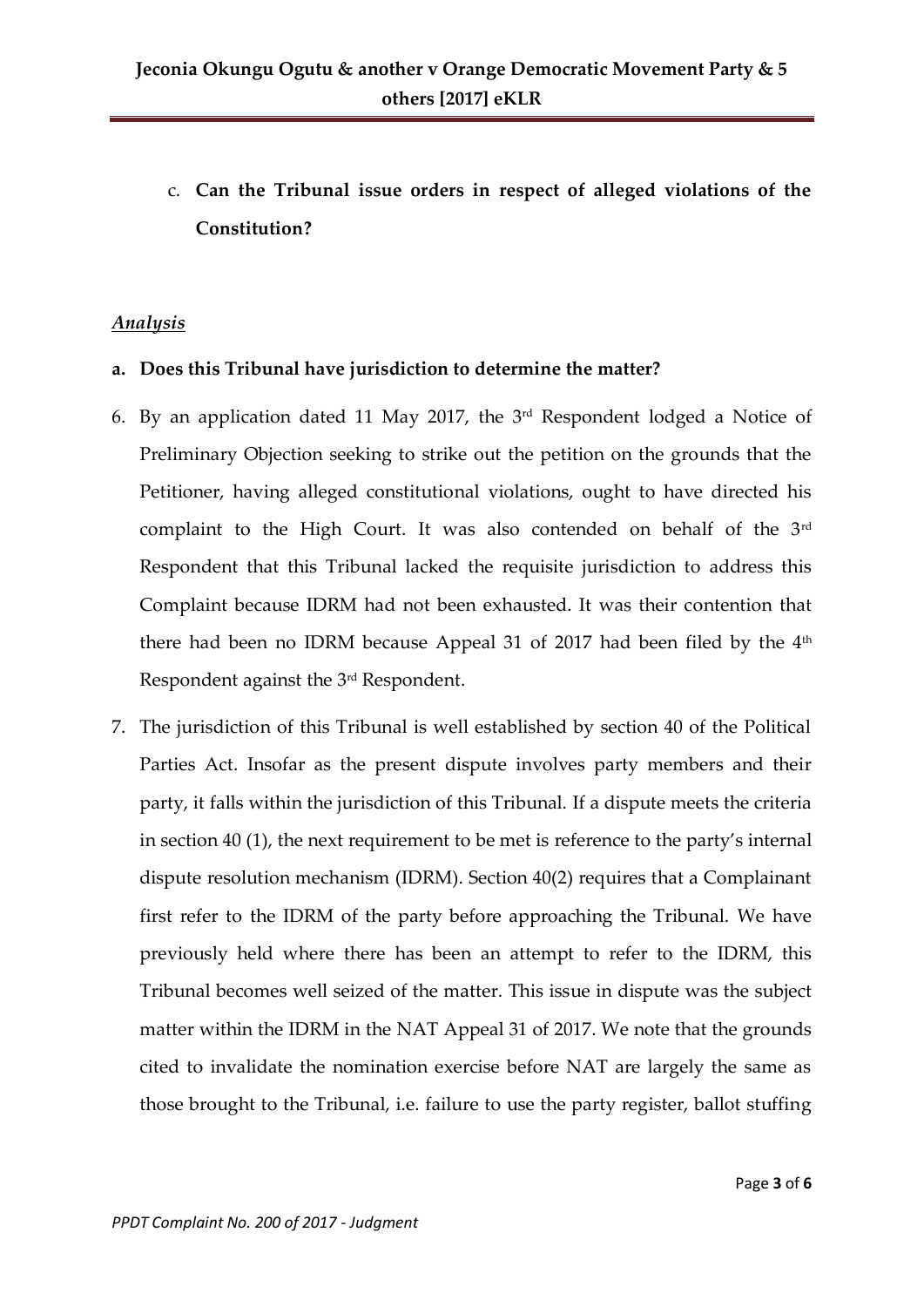c. **Can the Tribunal issue orders in respect of alleged violations of the Constitution?**

***Analysis***

**a. Does this Tribunal have jurisdiction to determine the matter?**

6. By an application dated 11 May 2017, the 3rd Respondent lodged a Notice of Preliminary Objection seeking to strike out the petition on the grounds that the Petitioner, having alleged constitutional violations, ought to have directed his complaint to the High Court. It was also contended on behalf of the 3rd Respondent that this Tribunal lacked the requisite jurisdiction to address this Complaint because IDRM had not been exhausted. It was their contention that there had been no IDRM because Appeal 31 of 2017 had been filed by the 4th Respondent against the 3rd Respondent.

7. The jurisdiction of this Tribunal is well established by section 40 of the Political Parties Act. Insofar as the present dispute involves party members and their party, it falls within the jurisdiction of this Tribunal. If a dispute meets the criteria in section 40 (1), the next requirement to be met is reference to the party's internal dispute resolution mechanism (IDRM). Section 40(2) requires that a Complainant first refer to the IDRM of the party before approaching the Tribunal. We have previously held where there has been an attempt to refer to the IDRM, this Tribunal becomes well seized of the matter. This issue in dispute was the subject matter within the IDRM in the NAT Appeal 31 of 2017. We note that the grounds cited to invalidate the nomination exercise before NAT are largely the same as those brought to the Tribunal, i.e. failure to use the party register, ballot stuffing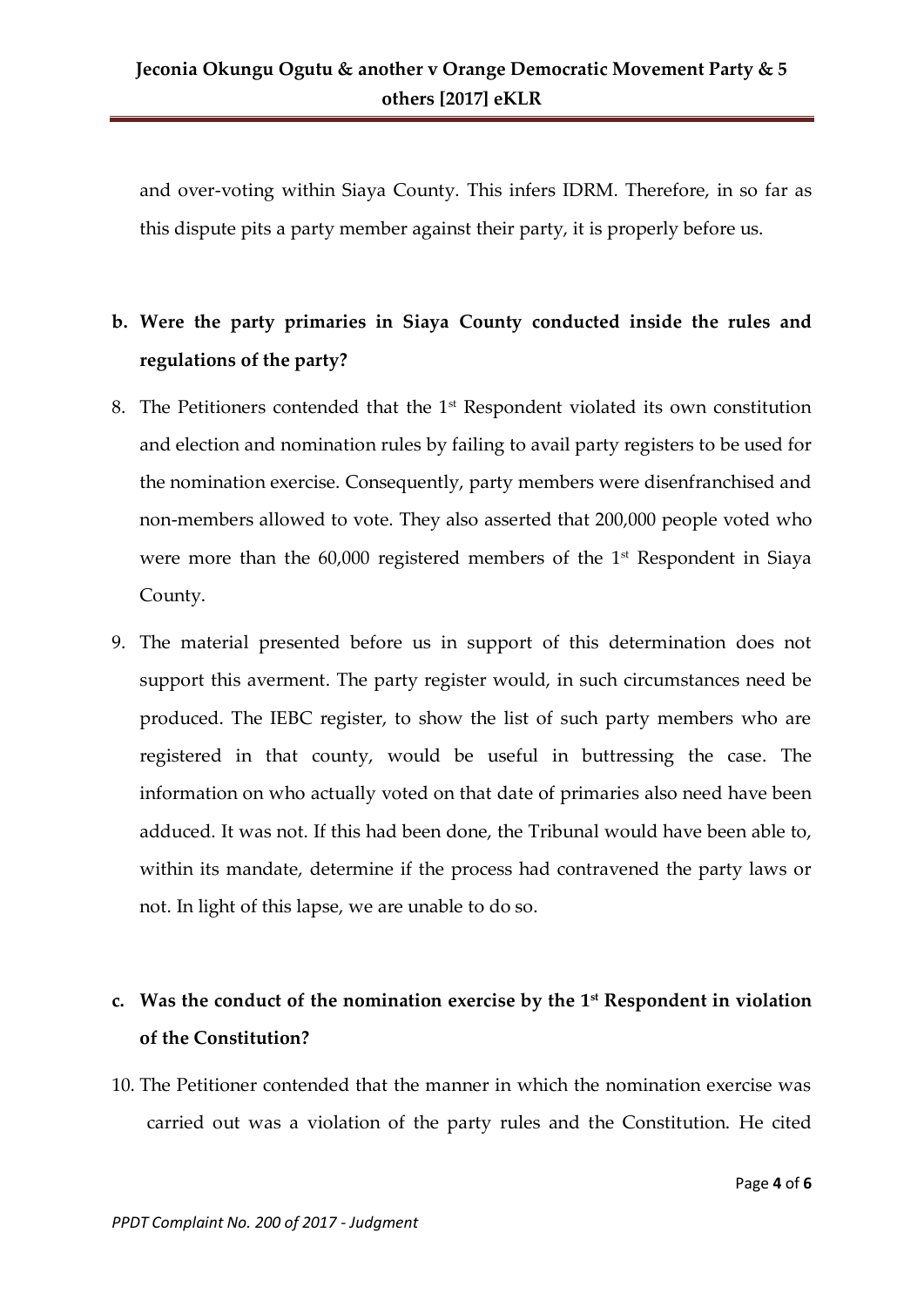and over-voting within Siaya County. This infers IDRM. Therefore, in so far as this dispute pits a party member against their party, it is properly before us.

**b. Were the party primaries in Siaya County conducted inside the rules and regulations of the party?**

8. The Petitioners contended that the 1st Respondent violated its own constitution and election and nomination rules by failing to avail party registers to be used for the nomination exercise. Consequently, party members were disenfranchised and non-members allowed to vote. They also asserted that 200,000 people voted who were more than the 60,000 registered members of the 1st Respondent in Siaya County.

9. The material presented before us in support of this determination does not support this averment. The party register would, in such circumstances need be produced. The IEBC register, to show the list of such party members who are registered in that county, would be useful in buttressing the case. The information on who actually voted on that date of primaries also need have been adduced. It was not. If this had been done, the Tribunal would have been able to, within its mandate, determine if the process had contravened the party laws or not. In light of this lapse, we are unable to do so.

**c. Was the conduct of the nomination exercise by the 1st Respondent in violation of the Constitution?**

10. The Petitioner contended that the manner in which the nomination exercise was carried out was a violation of the party rules and the Constitution. He cited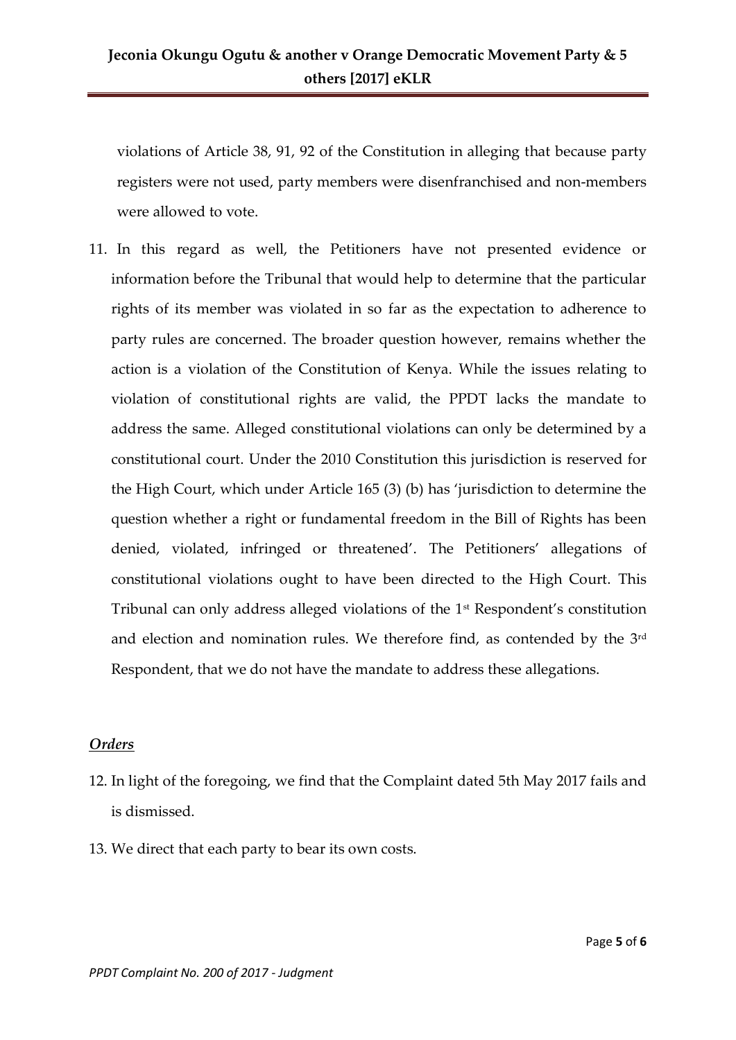violations of Article 38, 91, 92 of the Constitution in alleging that because party registers were not used, party members were disenfranchised and non-members were allowed to vote.

11. In this regard as well, the Petitioners have not presented evidence or information before the Tribunal that would help to determine that the particular rights of its member was violated in so far as the expectation to adherence to party rules are concerned. The broader question however, remains whether the action is a violation of the Constitution of Kenya. While the issues relating to violation of constitutional rights are valid, the PPDT lacks the mandate to address the same. Alleged constitutional violations can only be determined by a constitutional court. Under the 2010 Constitution this jurisdiction is reserved for the High Court, which under Article 165 (3) (b) has 'jurisdiction to determine the question whether a right or fundamental freedom in the Bill of Rights has been denied, violated, infringed or threatened'. The Petitioners' allegations of constitutional violations ought to have been directed to the High Court. This Tribunal can only address alleged violations of the 1st Respondent's constitution and election and nomination rules. We therefore find, as contended by the 3rd Respondent, that we do not have the mandate to address these allegations.

***Orders***

12. In light of the foregoing, we find that the Complaint dated 5th May 2017 fails and is dismissed.

13. We direct that each party to bear its own costs.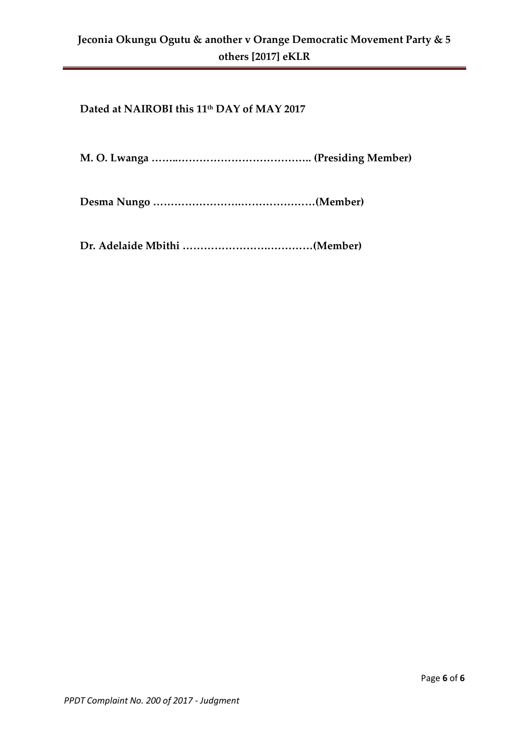**Dated at NAIROBI this 11th DAY of MAY 2017**

**M. O. Lwanga ……..……………………………….. (Presiding Member)**

**Desma Nungo ………………………..…………………(Member)**

**Dr. Adelaide Mbithi ………………….……………(Member)**